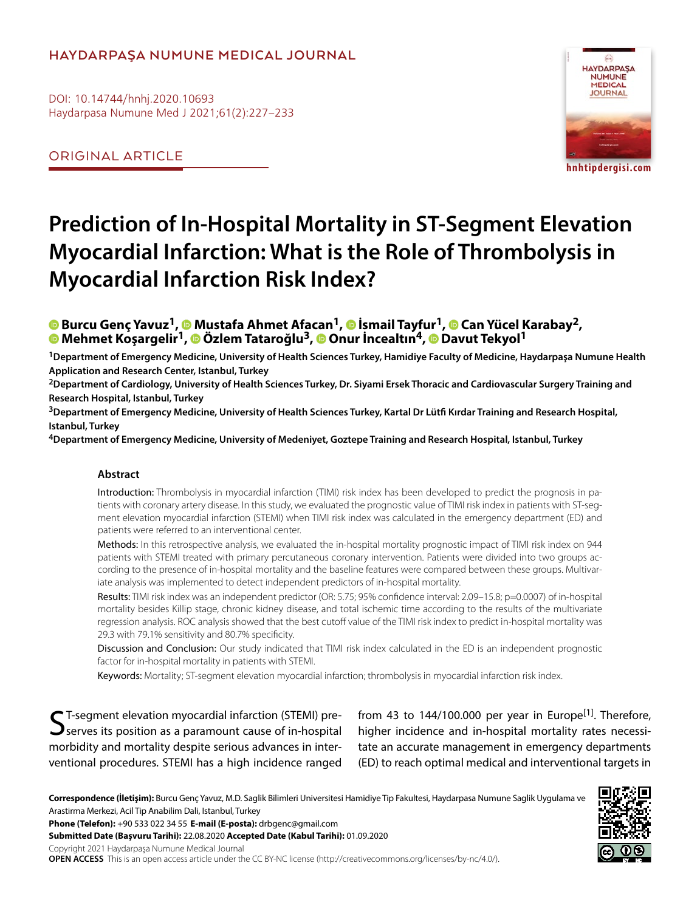HAYDARPAŞA NUMUNE MEDICAL JOURNAL

DOI: 10.14744/hnhj.2020.10693
Haydarpasa Numune Med J 2021;61(2):227–233

ORIGINAL ARTICLE

hnhtipdergisi.com

# Prediction of In-Hospital Mortality in ST-Segment Elevation Myocardial Infarction: What is the Role of Thrombolysis in Myocardial Infarction Risk Index?

**Burcu Genç Yavuz[1], Mustafa Ahmet Afacan[1], İsmail Tayfur[1], Can Yücel Karabay[2], Mehmet Koşargelir[1], Özlem Tataroğlu[3], Onur İncealtın[4], Davut Tekyol[1]**

[1]Department of Emergency Medicine, University of Health Sciences Turkey, Hamidiye Faculty of Medicine, Haydarpaşa Numune Health Application and Research Center, Istanbul, Turkey

[2]Department of Cardiology, University of Health Sciences Turkey, Dr. Siyami Ersek Thoracic and Cardiovascular Surgery Training and Research Hospital, Istanbul, Turkey

[3]Department of Emergency Medicine, University of Health Sciences Turkey, Kartal Dr Lütfi Kırdar Training and Research Hospital, Istanbul, Turkey

[4]Department of Emergency Medicine, University of Medeniyet, Goztepe Training and Research Hospital, Istanbul, Turkey

## Abstract

Introduction: Thrombolysis in myocardial infarction (TIMI) risk index has been developed to predict the prognosis in patients with coronary artery disease. In this study, we evaluated the prognostic value of TIMI risk index in patients with ST-segment elevation myocardial infarction (STEMI) when TIMI risk index was calculated in the emergency department (ED) and patients were referred to an interventional center.

Methods: In this retrospective analysis, we evaluated the in-hospital mortality prognostic impact of TIMI risk index on 944 patients with STEMI treated with primary percutaneous coronary intervention. Patients were divided into two groups according to the presence of in-hospital mortality and the baseline features were compared between these groups. Multivariate analysis was implemented to detect independent predictors of in-hospital mortality.

Results: TIMI risk index was an independent predictor (OR: 5.75; 95% confidence interval: 2.09–15.8; p=0.0007) of in-hospital mortality besides Killip stage, chronic kidney disease, and total ischemic time according to the results of the multivariate regression analysis. ROC analysis showed that the best cutoff value of the TIMI risk index to predict in-hospital mortality was 29.3 with 79.1% sensitivity and 80.7% specificity.

Discussion and Conclusion: Our study indicated that TIMI risk index calculated in the ED is an independent prognostic factor for in-hospital mortality in patients with STEMI.

Keywords: Mortality; ST-segment elevation myocardial infarction; thrombolysis in myocardial infarction risk index.

ST-segment elevation myocardial infarction (STEMI) preserves its position as a paramount cause of in-hospital morbidity and mortality despite serious advances in interventional procedures. STEMI has a high incidence ranged from 43 to 144/100.000 per year in Europe[1]. Therefore, higher incidence and in-hospital mortality rates necessitate an accurate management in emergency departments (ED) to reach optimal medical and interventional targets in

**Correspondence (İletişim):** Burcu Genç Yavuz, M.D. Saglik Bilimleri Universitesi Hamidiye Tip Fakultesi, Haydarpasa Numune Saglik Uygulama ve Arastirma Merkezi, Acil Tip Anabilim Dali, Istanbul, Turkey

**Phone (Telefon):** +90 533 022 34 55 **E-mail (E-posta):** drbgenc@gmail.com

**Submitted Date (Başvuru Tarihi):** 22.08.2020 **Accepted Date (Kabul Tarihi):** 01.09.2020

Copyright 2021 Haydarpaşa Numune Medical Journal

**OPEN ACCESS** This is an open access article under the CC BY-NC license (http://creativecommons.org/licenses/by-nc/4.0/).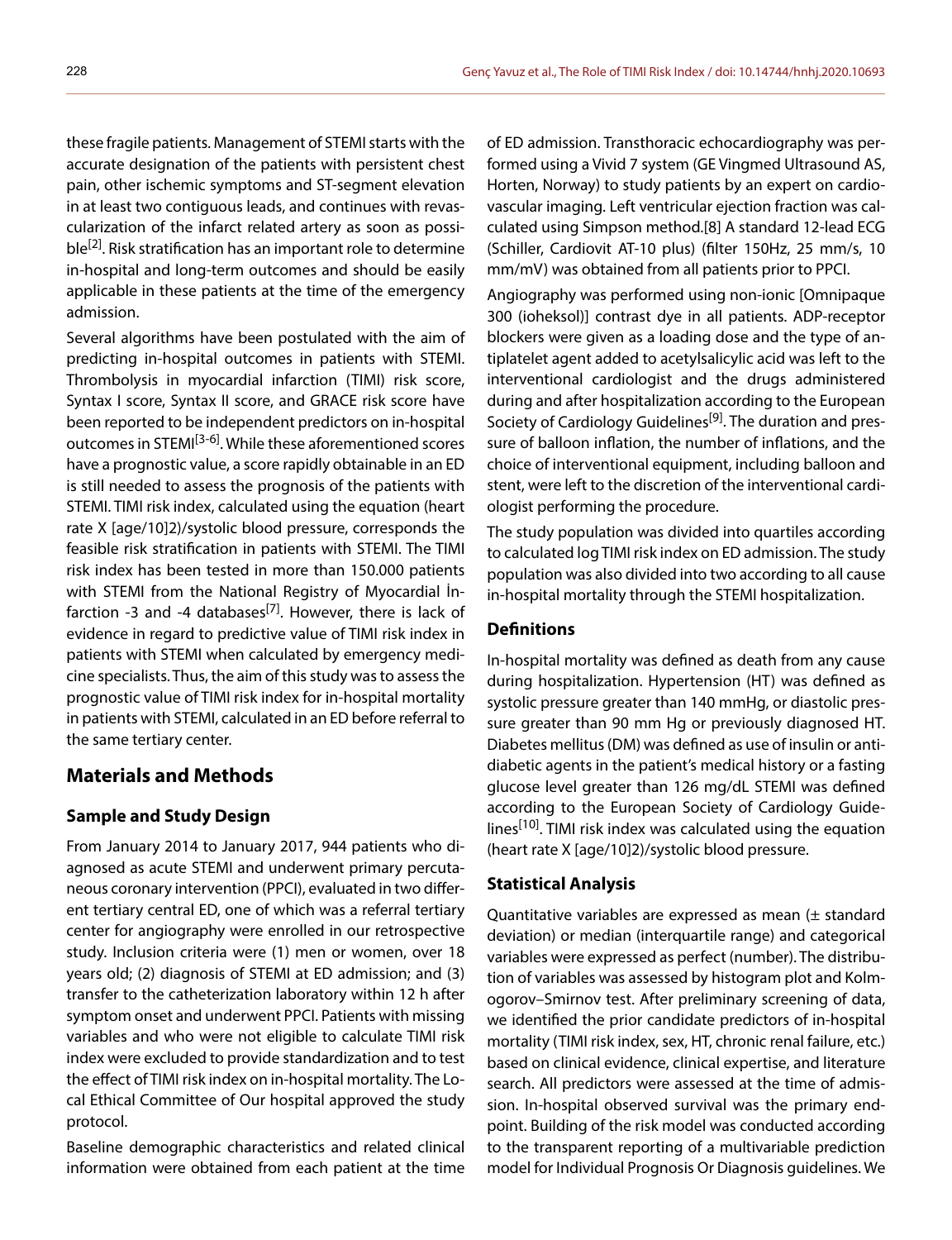these fragile patients. Management of STEMI starts with the accurate designation of the patients with persistent chest pain, other ischemic symptoms and ST-segment elevation in at least two contiguous leads, and continues with revascularization of the infarct related artery as soon as possible[2]. Risk stratification has an important role to determine in-hospital and long-term outcomes and should be easily applicable in these patients at the time of the emergency admission.

Several algorithms have been postulated with the aim of predicting in-hospital outcomes in patients with STEMI. Thrombolysis in myocardial infarction (TIMI) risk score, Syntax I score, Syntax II score, and GRACE risk score have been reported to be independent predictors on in-hospital outcomes in STEMI[3-6]. While these aforementioned scores have a prognostic value, a score rapidly obtainable in an ED is still needed to assess the prognosis of the patients with STEMI. TIMI risk index, calculated using the equation (heart rate X [age/10]2)/systolic blood pressure, corresponds the feasible risk stratification in patients with STEMI. The TIMI risk index has been tested in more than 150.000 patients with STEMI from the National Registry of Myocardial İnfarction -3 and -4 databases[7]. However, there is lack of evidence in regard to predictive value of TIMI risk index in patients with STEMI when calculated by emergency medicine specialists. Thus, the aim of this study was to assess the prognostic value of TIMI risk index for in-hospital mortality in patients with STEMI, calculated in an ED before referral to the same tertiary center.

## Materials and Methods

### Sample and Study Design

From January 2014 to January 2017, 944 patients who diagnosed as acute STEMI and underwent primary percutaneous coronary intervention (PPCI), evaluated in two different tertiary central ED, one of which was a referral tertiary center for angiography were enrolled in our retrospective study. Inclusion criteria were (1) men or women, over 18 years old; (2) diagnosis of STEMI at ED admission; and (3) transfer to the catheterization laboratory within 12 h after symptom onset and underwent PPCI. Patients with missing variables and who were not eligible to calculate TIMI risk index were excluded to provide standardization and to test the effect of TIMI risk index on in-hospital mortality. The Local Ethical Committee of Our hospital approved the study protocol.

Baseline demographic characteristics and related clinical information were obtained from each patient at the time of ED admission. Transthoracic echocardiography was performed using a Vivid 7 system (GE Vingmed Ultrasound AS, Horten, Norway) to study patients by an expert on cardiovascular imaging. Left ventricular ejection fraction was calculated using Simpson method.[8] A standard 12-lead ECG (Schiller, Cardiovit AT-10 plus) (filter 150Hz, 25 mm/s, 10 mm/mV) was obtained from all patients prior to PPCI.

Angiography was performed using non-ionic [Omnipaque 300 (ioheksol)] contrast dye in all patients. ADP-receptor blockers were given as a loading dose and the type of antiplatelet agent added to acetylsalicylic acid was left to the interventional cardiologist and the drugs administered during and after hospitalization according to the European Society of Cardiology Guidelines[9]. The duration and pressure of balloon inflation, the number of inflations, and the choice of interventional equipment, including balloon and stent, were left to the discretion of the interventional cardiologist performing the procedure.

The study population was divided into quartiles according to calculated log TIMI risk index on ED admission. The study population was also divided into two according to all cause in-hospital mortality through the STEMI hospitalization.

### Definitions

In-hospital mortality was defined as death from any cause during hospitalization. Hypertension (HT) was defined as systolic pressure greater than 140 mmHg, or diastolic pressure greater than 90 mm Hg or previously diagnosed HT. Diabetes mellitus (DM) was defined as use of insulin or antidiabetic agents in the patient's medical history or a fasting glucose level greater than 126 mg/dL STEMI was defined according to the European Society of Cardiology Guidelines[10]. TIMI risk index was calculated using the equation (heart rate X [age/10]2)/systolic blood pressure.

### Statistical Analysis

Quantitative variables are expressed as mean (± standard deviation) or median (interquartile range) and categorical variables were expressed as perfect (number). The distribution of variables was assessed by histogram plot and Kolmogorov–Smirnov test. After preliminary screening of data, we identified the prior candidate predictors of in-hospital mortality (TIMI risk index, sex, HT, chronic renal failure, etc.) based on clinical evidence, clinical expertise, and literature search. All predictors were assessed at the time of admission. In-hospital observed survival was the primary endpoint. Building of the risk model was conducted according to the transparent reporting of a multivariable prediction model for Individual Prognosis Or Diagnosis guidelines. We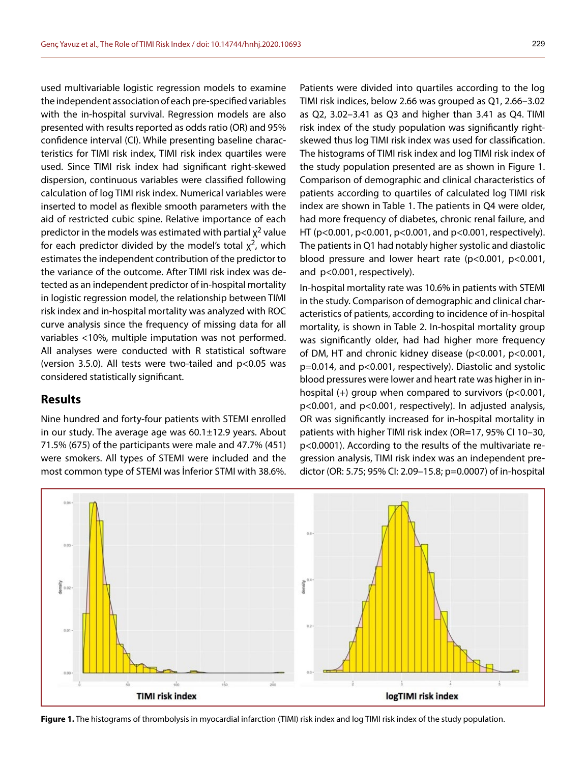used multivariable logistic regression models to examine the independent association of each pre-specified variables with the in-hospital survival. Regression models are also presented with results reported as odds ratio (OR) and 95% confidence interval (CI). While presenting baseline characteristics for TIMI risk index, TIMI risk index quartiles were used. Since TIMI risk index had significant right-skewed dispersion, continuous variables were classified following calculation of log TIMI risk index. Numerical variables were inserted to model as flexible smooth parameters with the aid of restricted cubic spine. Relative importance of each predictor in the models was estimated with partial $\chi^2$ value for each predictor divided by the model's total $\chi^2$, which estimates the independent contribution of the predictor to the variance of the outcome. After TIMI risk index was detected as an independent predictor of in-hospital mortality in logistic regression model, the relationship between TIMI risk index and in-hospital mortality was analyzed with ROC curve analysis since the frequency of missing data for all variables <10%, multiple imputation was not performed. All analyses were conducted with R statistical software (version 3.5.0). All tests were two-tailed and p<0.05 was considered statistically significant.

## Results

Nine hundred and forty-four patients with STEMI enrolled in our study. The average age was 60.1±12.9 years. About 71.5% (675) of the participants were male and 47.7% (451) were smokers. All types of STEMI were included and the most common type of STEMI was İnferior STMI with 38.6%. Patients were divided into quartiles according to the log TIMI risk indices, below 2.66 was grouped as Q1, 2.66–3.02 as Q2, 3.02–3.41 as Q3 and higher than 3.41 as Q4. TIMI risk index of the study population was significantly right-skewed thus log TIMI risk index was used for classification. The histograms of TIMI risk index and log TIMI risk index of the study population presented are as shown in Figure 1. Comparison of demographic and clinical characteristics of patients according to quartiles of calculated log TIMI risk index are shown in Table 1. The patients in Q4 were older, had more frequency of diabetes, chronic renal failure, and HT (p<0.001, p<0.001, p<0.001, and p<0.001, respectively). The patients in Q1 had notably higher systolic and diastolic blood pressure and lower heart rate (p<0.001, p<0.001, and p<0.001, respectively).

In-hospital mortality rate was 10.6% in patients with STEMI in the study. Comparison of demographic and clinical characteristics of patients, according to incidence of in-hospital mortality, is shown in Table 2. In-hospital mortality group was significantly older, had had higher more frequency of DM, HT and chronic kidney disease (p<0.001, p<0.001, p=0.014, and p<0.001, respectively). Diastolic and systolic blood pressures were lower and heart rate was higher in in-hospital (+) group when compared to survivors (p<0.001, p<0.001, and p<0.001, respectively). In adjusted analysis, OR was significantly increased for in-hospital mortality in patients with higher TIMI risk index (OR=17, 95% CI 10–30, p<0.0001). According to the results of the multivariate regression analysis, TIMI risk index was an independent predictor (OR: 5.75; 95% CI: 2.09–15.8; p=0.0007) of in-hospital

**Figure 1.** The histograms of thrombolysis in myocardial infarction (TIMI) risk index and log TIMI risk index of the study population.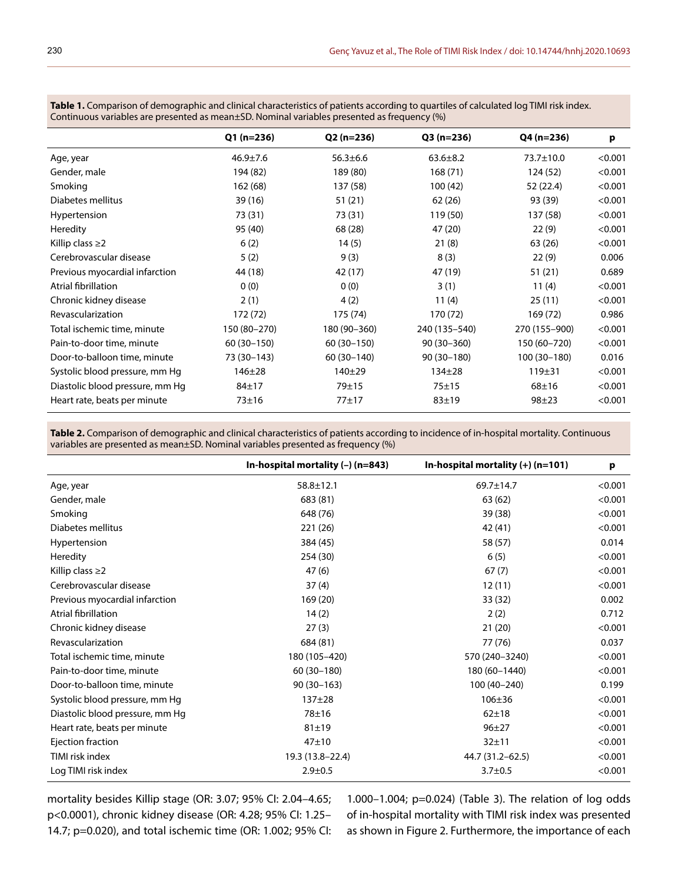**Table 1.** Comparison of demographic and clinical characteristics of patients according to quartiles of calculated log TIMI risk index. Continuous variables are presented as mean±SD. Nominal variables presented as frequency (%)

| | Q1 (n=236) | Q2 (n=236) | Q3 (n=236) | Q4 (n=236) | p |
|---|---|---|---|---|---|
| Age, year | 46.9±7.6 | 56.3±6.6 | 63.6±8.2 | 73.7±10.0 | <0.001 |
| Gender, male | 194 (82) | 189 (80) | 168 (71) | 124 (52) | <0.001 |
| Smoking | 162 (68) | 137 (58) | 100 (42) | 52 (22.4) | <0.001 |
| Diabetes mellitus | 39 (16) | 51 (21) | 62 (26) | 93 (39) | <0.001 |
| Hypertension | 73 (31) | 73 (31) | 119 (50) | 137 (58) | <0.001 |
| Heredity | 95 (40) | 68 (28) | 47 (20) | 22 (9) | <0.001 |
| Killip class ≥2 | 6 (2) | 14 (5) | 21 (8) | 63 (26) | <0.001 |
| Cerebrovascular disease | 5 (2) | 9 (3) | 8 (3) | 22 (9) | 0.006 |
| Previous myocardial infarction | 44 (18) | 42 (17) | 47 (19) | 51 (21) | 0.689 |
| Atrial fibrillation | 0 (0) | 0 (0) | 3 (1) | 11 (4) | <0.001 |
| Chronic kidney disease | 2 (1) | 4 (2) | 11 (4) | 25 (11) | <0.001 |
| Revascularization | 172 (72) | 175 (74) | 170 (72) | 169 (72) | 0.986 |
| Total ischemic time, minute | 150 (80–270) | 180 (90–360) | 240 (135–540) | 270 (155–900) | <0.001 |
| Pain-to-door time, minute | 60 (30–150) | 60 (30–150) | 90 (30–360) | 150 (60–720) | <0.001 |
| Door-to-balloon time, minute | 73 (30–143) | 60 (30–140) | 90 (30–180) | 100 (30–180) | 0.016 |
| Systolic blood pressure, mm Hg | 146±28 | 140±29 | 134±28 | 119±31 | <0.001 |
| Diastolic blood pressure, mm Hg | 84±17 | 79±15 | 75±15 | 68±16 | <0.001 |
| Heart rate, beats per minute | 73±16 | 77±17 | 83±19 | 98±23 | <0.001 |

**Table 2.** Comparison of demographic and clinical characteristics of patients according to incidence of in-hospital mortality. Continuous variables are presented as mean±SD. Nominal variables presented as frequency (%)

| | In-hospital mortality (–) (n=843) | In-hospital mortality (+) (n=101) | p |
|---|---|---|---|
| Age, year | 58.8±12.1 | 69.7±14.7 | <0.001 |
| Gender, male | 683 (81) | 63 (62) | <0.001 |
| Smoking | 648 (76) | 39 (38) | <0.001 |
| Diabetes mellitus | 221 (26) | 42 (41) | <0.001 |
| Hypertension | 384 (45) | 58 (57) | 0.014 |
| Heredity | 254 (30) | 6 (5) | <0.001 |
| Killip class ≥2 | 47 (6) | 67 (7) | <0.001 |
| Cerebrovascular disease | 37 (4) | 12 (11) | <0.001 |
| Previous myocardial infarction | 169 (20) | 33 (32) | 0.002 |
| Atrial fibrillation | 14 (2) | 2 (2) | 0.712 |
| Chronic kidney disease | 27 (3) | 21 (20) | <0.001 |
| Revascularization | 684 (81) | 77 (76) | 0.037 |
| Total ischemic time, minute | 180 (105–420) | 570 (240–3240) | <0.001 |
| Pain-to-door time, minute | 60 (30–180) | 180 (60–1440) | <0.001 |
| Door-to-balloon time, minute | 90 (30–163) | 100 (40–240) | 0.199 |
| Systolic blood pressure, mm Hg | 137±28 | 106±36 | <0.001 |
| Diastolic blood pressure, mm Hg | 78±16 | 62±18 | <0.001 |
| Heart rate, beats per minute | 81±19 | 96±27 | <0.001 |
| Ejection fraction | 47±10 | 32±11 | <0.001 |
| TIMI risk index | 19.3 (13.8–22.4) | 44.7 (31.2–62.5) | <0.001 |
| Log TIMI risk index | 2.9±0.5 | 3.7±0.5 | <0.001 |

mortality besides Killip stage (OR: 3.07; 95% CI: 2.04–4.65; p<0.0001), chronic kidney disease (OR: 4.28; 95% CI: 1.25–14.7; p=0.020), and total ischemic time (OR: 1.002; 95% CI: 1.000–1.004; p=0.024) (Table 3). The relation of log odds of in-hospital mortality with TIMI risk index was presented as shown in Figure 2. Furthermore, the importance of each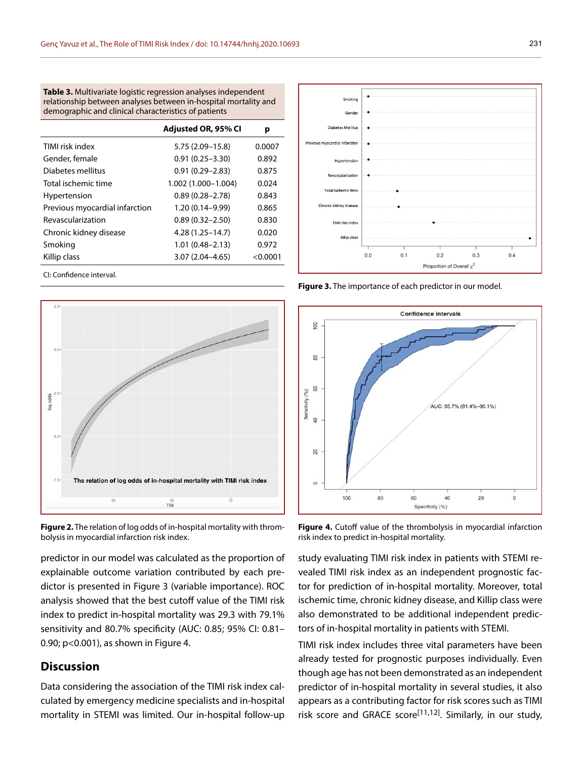**Table 3.** Multivariate logistic regression analyses independent relationship between analyses between in-hospital mortality and demographic and clinical characteristics of patients

| | Adjusted OR, 95% CI | p |
|---|---|---|
| TIMI risk index | 5.75 (2.09–15.8) | 0.0007 |
| Gender, female | 0.91 (0.25–3.30) | 0.892 |
| Diabetes mellitus | 0.91 (0.29–2.83) | 0.875 |
| Total ischemic time | 1.002 (1.000–1.004) | 0.024 |
| Hypertension | 0.89 (0.28–2.78) | 0.843 |
| Previous myocardial infarction | 1.20 (0.14–9.99) | 0.865 |
| Revascularization | 0.89 (0.32–2.50) | 0.830 |
| Chronic kidney disease | 4.28 (1.25–14.7) | 0.020 |
| Smoking | 1.01 (0.48–2.13) | 0.972 |
| Killip class | 3.07 (2.04–4.65) | <0.0001 |

CI: Confidence interval.

**Figure 2.** The relation of log odds of in-hospital mortality with thrombolysis in myocardial infarction risk index.

**Figure 3.** The importance of each predictor in our model.

**Figure 4.** Cutoff value of the thrombolysis in myocardial infarction risk index to predict in-hospital mortality.

predictor in our model was calculated as the proportion of explainable outcome variation contributed by each predictor is presented in Figure 3 (variable importance). ROC analysis showed that the best cutoff value of the TIMI risk index to predict in-hospital mortality was 29.3 with 79.1% sensitivity and 80.7% specificity (AUC: 0.85; 95% CI: 0.81–0.90; p<0.001), as shown in Figure 4.

## Discussion

Data considering the association of the TIMI risk index calculated by emergency medicine specialists and in-hospital mortality in STEMI was limited. Our in-hospital follow-up study evaluating TIMI risk index in patients with STEMI revealed TIMI risk index as an independent prognostic factor for prediction of in-hospital mortality. Moreover, total ischemic time, chronic kidney disease, and Killip class were also demonstrated to be additional independent predictors of in-hospital mortality in patients with STEMI.

TIMI risk index includes three vital parameters have been already tested for prognostic purposes individually. Even though age has not been demonstrated as an independent predictor of in-hospital mortality in several studies, it also appears as a contributing factor for risk scores such as TIMI risk score and GRACE score[11,12]. Similarly, in our study,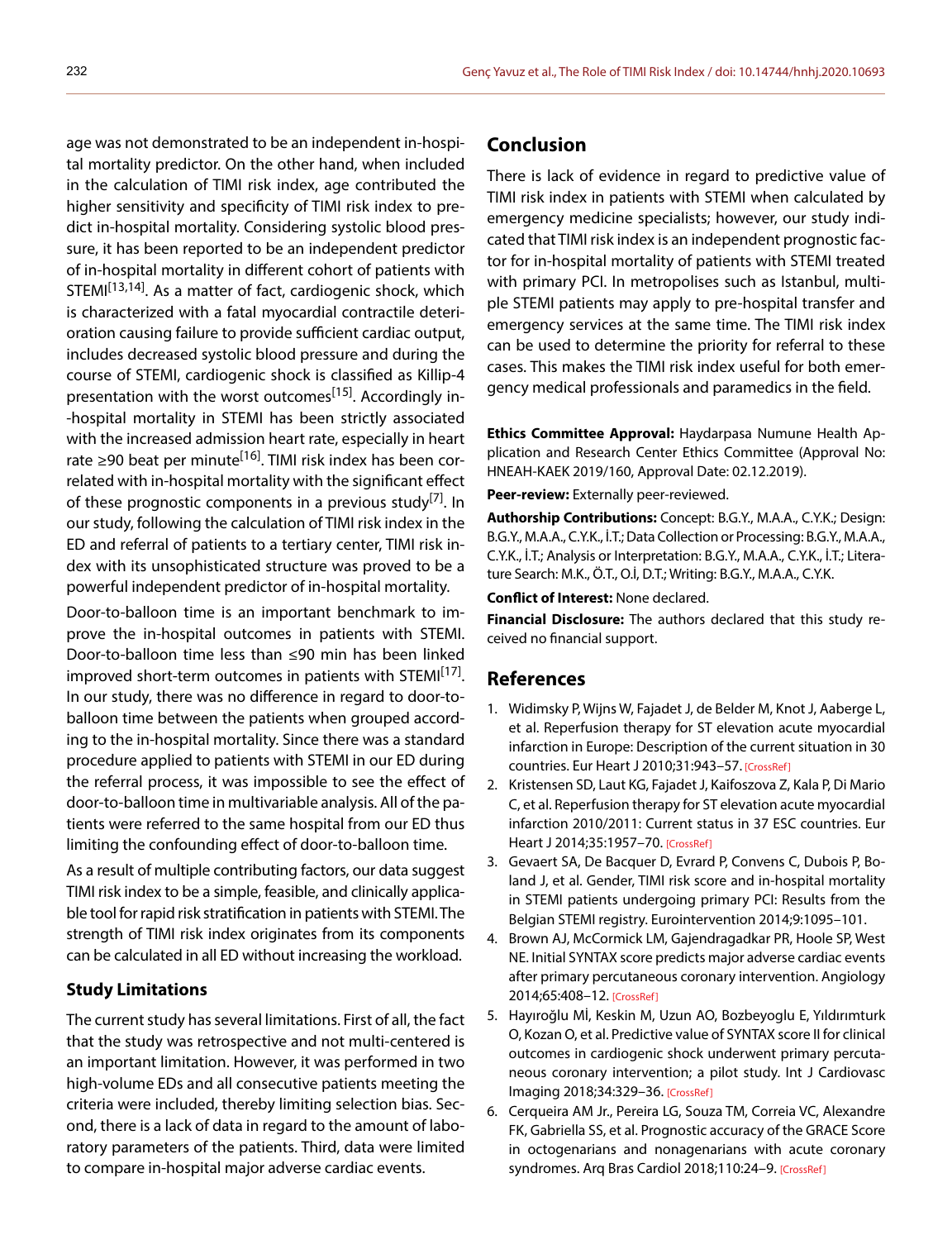age was not demonstrated to be an independent in-hospital mortality predictor. On the other hand, when included in the calculation of TIMI risk index, age contributed the higher sensitivity and specificity of TIMI risk index to predict in-hospital mortality. Considering systolic blood pressure, it has been reported to be an independent predictor of in-hospital mortality in different cohort of patients with STEMI[13,14]. As a matter of fact, cardiogenic shock, which is characterized with a fatal myocardial contractile deterioration causing failure to provide sufficient cardiac output, includes decreased systolic blood pressure and during the course of STEMI, cardiogenic shock is classified as Killip-4 presentation with the worst outcomes[15]. Accordingly in--hospital mortality in STEMI has been strictly associated with the increased admission heart rate, especially in heart rate ≥90 beat per minute[16]. TIMI risk index has been correlated with in-hospital mortality with the significant effect of these prognostic components in a previous study[7]. In our study, following the calculation of TIMI risk index in the ED and referral of patients to a tertiary center, TIMI risk index with its unsophisticated structure was proved to be a powerful independent predictor of in-hospital mortality.

Door-to-balloon time is an important benchmark to improve the in-hospital outcomes in patients with STEMI. Door-to-balloon time less than ≤90 min has been linked improved short-term outcomes in patients with STEMI[17]. In our study, there was no difference in regard to door-to-balloon time between the patients when grouped according to the in-hospital mortality. Since there was a standard procedure applied to patients with STEMI in our ED during the referral process, it was impossible to see the effect of door-to-balloon time in multivariable analysis. All of the patients were referred to the same hospital from our ED thus limiting the confounding effect of door-to-balloon time.

As a result of multiple contributing factors, our data suggest TIMI risk index to be a simple, feasible, and clinically applicable tool for rapid risk stratification in patients with STEMI. The strength of TIMI risk index originates from its components can be calculated in all ED without increasing the workload.

### Study Limitations

The current study has several limitations. First of all, the fact that the study was retrospective and not multi-centered is an important limitation. However, it was performed in two high-volume EDs and all consecutive patients meeting the criteria were included, thereby limiting selection bias. Second, there is a lack of data in regard to the amount of laboratory parameters of the patients. Third, data were limited to compare in-hospital major adverse cardiac events.

## Conclusion

There is lack of evidence in regard to predictive value of TIMI risk index in patients with STEMI when calculated by emergency medicine specialists; however, our study indicated that TIMI risk index is an independent prognostic factor for in-hospital mortality of patients with STEMI treated with primary PCI. In metropolises such as Istanbul, multiple STEMI patients may apply to pre-hospital transfer and emergency services at the same time. The TIMI risk index can be used to determine the priority for referral to these cases. This makes the TIMI risk index useful for both emergency medical professionals and paramedics in the field.

**Ethics Committee Approval:** Haydarpasa Numune Health Application and Research Center Ethics Committee (Approval No: HNEAH-KAEK 2019/160, Approval Date: 02.12.2019).

**Peer-review:** Externally peer-reviewed.

**Authorship Contributions:** Concept: B.G.Y., M.A.A., C.Y.K.; Design: B.G.Y., M.A.A., C.Y.K., İ.T.; Data Collection or Processing: B.G.Y., M.A.A., C.Y.K., İ.T.; Analysis or Interpretation: B.G.Y., M.A.A., C.Y.K., İ.T.; Literature Search: M.K., Ö.T., O.İ, D.T.; Writing: B.G.Y., M.A.A., C.Y.K.

**Conflict of Interest:** None declared.

**Financial Disclosure:** The authors declared that this study received no financial support.

## References

1. Widimsky P, Wijns W, Fajadet J, de Belder M, Knot J, Aaberge L, et al. Reperfusion therapy for ST elevation acute myocardial infarction in Europe: Description of the current situation in 30 countries. Eur Heart J 2010;31:943–57. [CrossRef]
2. Kristensen SD, Laut KG, Fajadet J, Kaifoszova Z, Kala P, Di Mario C, et al. Reperfusion therapy for ST elevation acute myocardial infarction 2010/2011: Current status in 37 ESC countries. Eur Heart J 2014;35:1957–70. [CrossRef]
3. Gevaert SA, De Bacquer D, Evrard P, Convens C, Dubois P, Boland J, et al. Gender, TIMI risk score and in-hospital mortality in STEMI patients undergoing primary PCI: Results from the Belgian STEMI registry. Eurointervention 2014;9:1095–101.
4. Brown AJ, McCormick LM, Gajendragadkar PR, Hoole SP, West NE. Initial SYNTAX score predicts major adverse cardiac events after primary percutaneous coronary intervention. Angiology 2014;65:408–12. [CrossRef]
5. Hayıroğlu Mİ, Keskin M, Uzun AO, Bozbeyoglu E, Yıldırımturk O, Kozan O, et al. Predictive value of SYNTAX score II for clinical outcomes in cardiogenic shock underwent primary percutaneous coronary intervention; a pilot study. Int J Cardiovasc Imaging 2018;34:329–36. [CrossRef]
6. Cerqueira AM Jr., Pereira LG, Souza TM, Correia VC, Alexandre FK, Gabriella SS, et al. Prognostic accuracy of the GRACE Score in octogenarians and nonagenarians with acute coronary syndromes. Arq Bras Cardiol 2018;110:24–9. [CrossRef]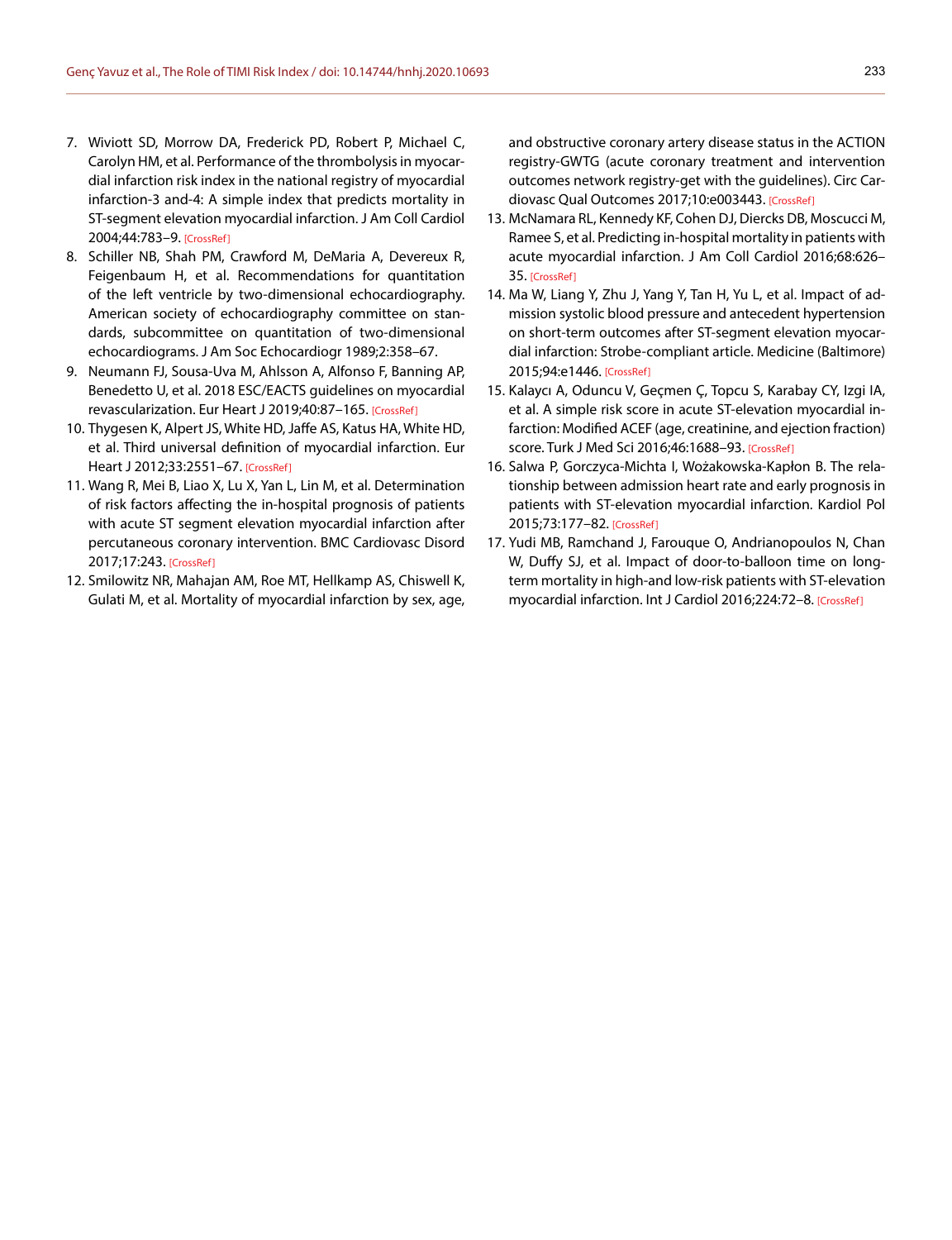7. Wiviott SD, Morrow DA, Frederick PD, Robert P, Michael C, Carolyn HM, et al. Performance of the thrombolysis in myocardial infarction risk index in the national registry of myocardial infarction-3 and-4: A simple index that predicts mortality in ST-segment elevation myocardial infarction. J Am Coll Cardiol 2004;44:783–9. [CrossRef]
8. Schiller NB, Shah PM, Crawford M, DeMaria A, Devereux R, Feigenbaum H, et al. Recommendations for quantitation of the left ventricle by two-dimensional echocardiography. American society of echocardiography committee on standards, subcommittee on quantitation of two-dimensional echocardiograms. J Am Soc Echocardiogr 1989;2:358–67.
9. Neumann FJ, Sousa-Uva M, Ahlsson A, Alfonso F, Banning AP, Benedetto U, et al. 2018 ESC/EACTS guidelines on myocardial revascularization. Eur Heart J 2019;40:87–165. [CrossRef]
10. Thygesen K, Alpert JS, White HD, Jaffe AS, Katus HA, White HD, et al. Third universal definition of myocardial infarction. Eur Heart J 2012;33:2551–67. [CrossRef]
11. Wang R, Mei B, Liao X, Lu X, Yan L, Lin M, et al. Determination of risk factors affecting the in-hospital prognosis of patients with acute ST segment elevation myocardial infarction after percutaneous coronary intervention. BMC Cardiovasc Disord 2017;17:243. [CrossRef]
12. Smilowitz NR, Mahajan AM, Roe MT, Hellkamp AS, Chiswell K, Gulati M, et al. Mortality of myocardial infarction by sex, age, and obstructive coronary artery disease status in the ACTION registry-GWTG (acute coronary treatment and intervention outcomes network registry-get with the guidelines). Circ Cardiovasc Qual Outcomes 2017;10:e003443. [CrossRef]
13. McNamara RL, Kennedy KF, Cohen DJ, Diercks DB, Moscucci M, Ramee S, et al. Predicting in-hospital mortality in patients with acute myocardial infarction. J Am Coll Cardiol 2016;68:626–35. [CrossRef]
14. Ma W, Liang Y, Zhu J, Yang Y, Tan H, Yu L, et al. Impact of admission systolic blood pressure and antecedent hypertension on short-term outcomes after ST-segment elevation myocardial infarction: Strobe-compliant article. Medicine (Baltimore) 2015;94:e1446. [CrossRef]
15. Kalaycı A, Oduncu V, Geçmen Ç, Topcu S, Karabay CY, Izgi IA, et al. A simple risk score in acute ST-elevation myocardial infarction: Modified ACEF (age, creatinine, and ejection fraction) score. Turk J Med Sci 2016;46:1688–93. [CrossRef]
16. Salwa P, Gorczyca-Michta I, Wożakowska-Kapłon B. The relationship between admission heart rate and early prognosis in patients with ST-elevation myocardial infarction. Kardiol Pol 2015;73:177–82. [CrossRef]
17. Yudi MB, Ramchand J, Farouque O, Andrianopoulos N, Chan W, Duffy SJ, et al. Impact of door-to-balloon time on long-term mortality in high-and low-risk patients with ST-elevation myocardial infarction. Int J Cardiol 2016;224:72–8. [CrossRef]